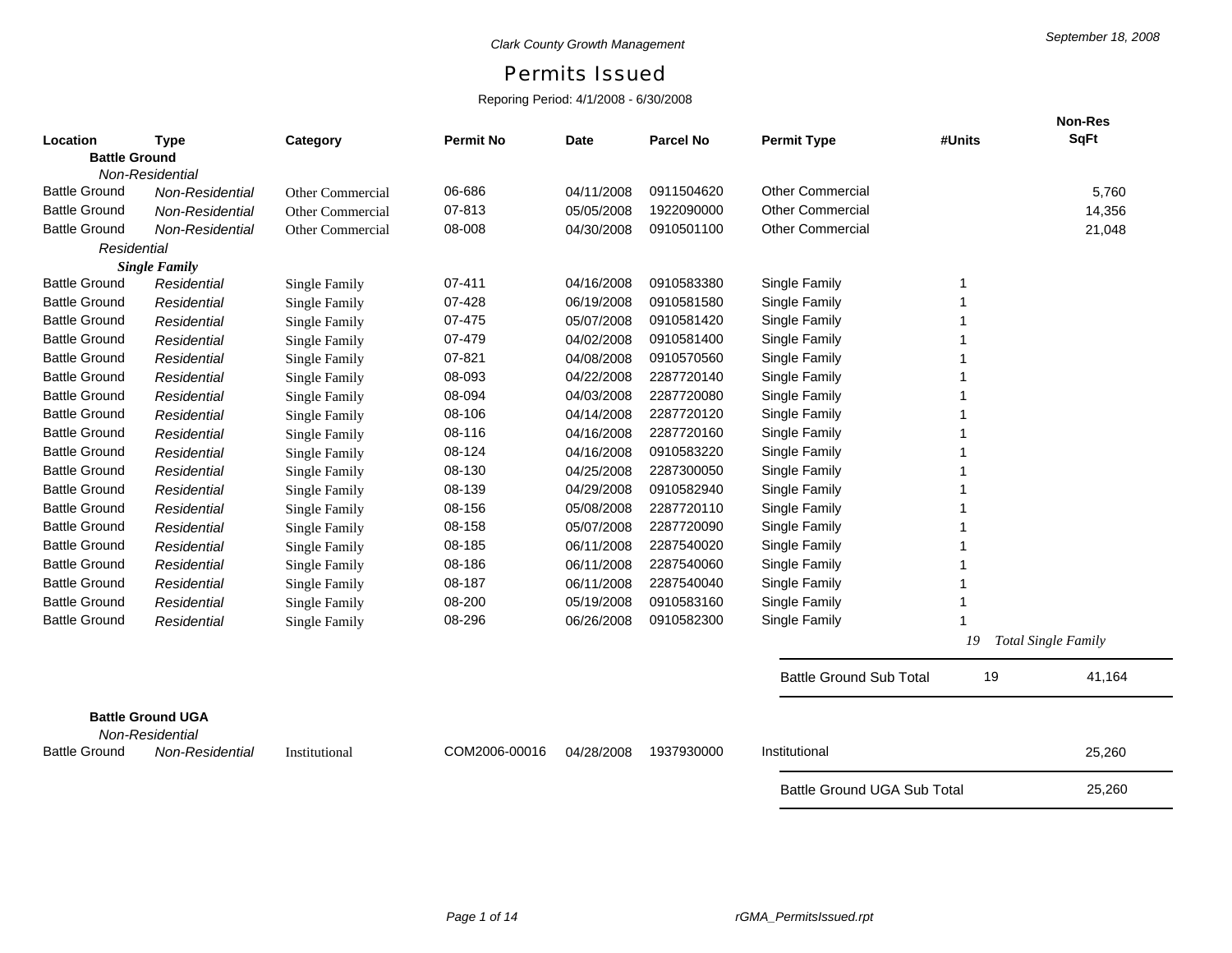*Clark County Growth Management*

September 18, 2008

# Permits Issued

Reporing Period: 4/1/2008 - 6/30/2008

| Location | Type | Category | Permit No | Date | Parcel No | Permit Type | #Units | Non-Res SqFt |
|---|---|---|---|---|---|---|---|---|
| **Battle Ground** | | | | | | | | |
| *Non-Residential* | | | | | | | | |
| Battle Ground | *Non-Residential* | Other Commercial | 06-686 | 04/11/2008 | 0911504620 | Other Commercial | | 5,760 |
| Battle Ground | *Non-Residential* | Other Commercial | 07-813 | 05/05/2008 | 1922090000 | Other Commercial | | 14,356 |
| Battle Ground | *Non-Residential* | Other Commercial | 08-008 | 04/30/2008 | 0910501100 | Other Commercial | | 21,048 |
| *Residential* | | | | | | | | |
| ***Single Family*** | | | | | | | | |
| Battle Ground | *Residential* | Single Family | 07-411 | 04/16/2008 | 0910583380 | Single Family | 1 | |
| Battle Ground | *Residential* | Single Family | 07-428 | 06/19/2008 | 0910581580 | Single Family | 1 | |
| Battle Ground | *Residential* | Single Family | 07-475 | 05/07/2008 | 0910581420 | Single Family | 1 | |
| Battle Ground | *Residential* | Single Family | 07-479 | 04/02/2008 | 0910581400 | Single Family | 1 | |
| Battle Ground | *Residential* | Single Family | 07-821 | 04/08/2008 | 0910570560 | Single Family | 1 | |
| Battle Ground | *Residential* | Single Family | 08-093 | 04/22/2008 | 2287720140 | Single Family | 1 | |
| Battle Ground | *Residential* | Single Family | 08-094 | 04/03/2008 | 2287720080 | Single Family | 1 | |
| Battle Ground | *Residential* | Single Family | 08-106 | 04/14/2008 | 2287720120 | Single Family | 1 | |
| Battle Ground | *Residential* | Single Family | 08-116 | 04/16/2008 | 2287720160 | Single Family | 1 | |
| Battle Ground | *Residential* | Single Family | 08-124 | 04/16/2008 | 0910583220 | Single Family | 1 | |
| Battle Ground | *Residential* | Single Family | 08-130 | 04/25/2008 | 2287300050 | Single Family | 1 | |
| Battle Ground | *Residential* | Single Family | 08-139 | 04/29/2008 | 0910582940 | Single Family | 1 | |
| Battle Ground | *Residential* | Single Family | 08-156 | 05/08/2008 | 2287720110 | Single Family | 1 | |
| Battle Ground | *Residential* | Single Family | 08-158 | 05/07/2008 | 2287720090 | Single Family | 1 | |
| Battle Ground | *Residential* | Single Family | 08-185 | 06/11/2008 | 2287540020 | Single Family | 1 | |
| Battle Ground | *Residential* | Single Family | 08-186 | 06/11/2008 | 2287540060 | Single Family | 1 | |
| Battle Ground | *Residential* | Single Family | 08-187 | 06/11/2008 | 2287540040 | Single Family | 1 | |
| Battle Ground | *Residential* | Single Family | 08-200 | 05/19/2008 | 0910583160 | Single Family | 1 | |
| Battle Ground | *Residential* | Single Family | 08-296 | 06/26/2008 | 0910582300 | Single Family | 1 | |
| | | | | | | | *19* | *Total Single Family* |
| | | | | | | Battle Ground Sub Total | 19 | 41,164 |
| **Battle Ground UGA** | | | | | | | | |
| *Non-Residential* | | | | | | | | |
| Battle Ground | *Non-Residential* | Institutional | COM2006-00016 | 04/28/2008 | 1937930000 | Institutional | | 25,260 |
| | | | | | | Battle Ground UGA Sub Total | | 25,260 |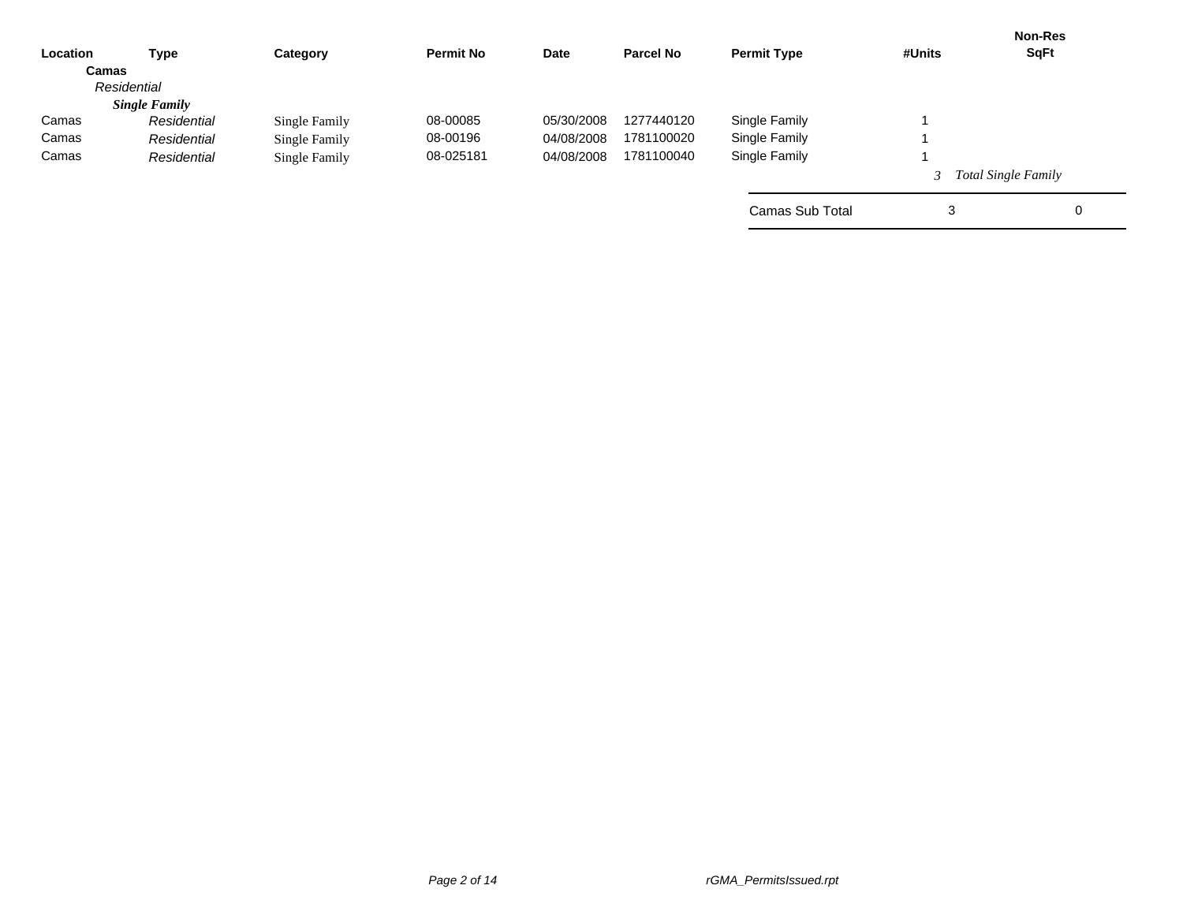| Location | Type | Category | Permit No | Date | Parcel No | Permit Type | #Units | Non-Res SqFt |
|---|---|---|---|---|---|---|---|---|
| **Camas** | | | | | | | | |
| *Residential* | | | | | | | | |
| ***Single Family*** | | | | | | | | |
| Camas | *Residential* | Single Family | 08-00085 | 05/30/2008 | 1277440120 | Single Family | 1 | |
| Camas | *Residential* | Single Family | 08-00196 | 04/08/2008 | 1781100020 | Single Family | 1 | |
| Camas | *Residential* | Single Family | 08-025181 | 04/08/2008 | 1781100040 | Single Family | 1 | |
| | | | | | | | *3* | *Total Single Family* |
| | | | | | | Camas Sub Total | 3 | 0 |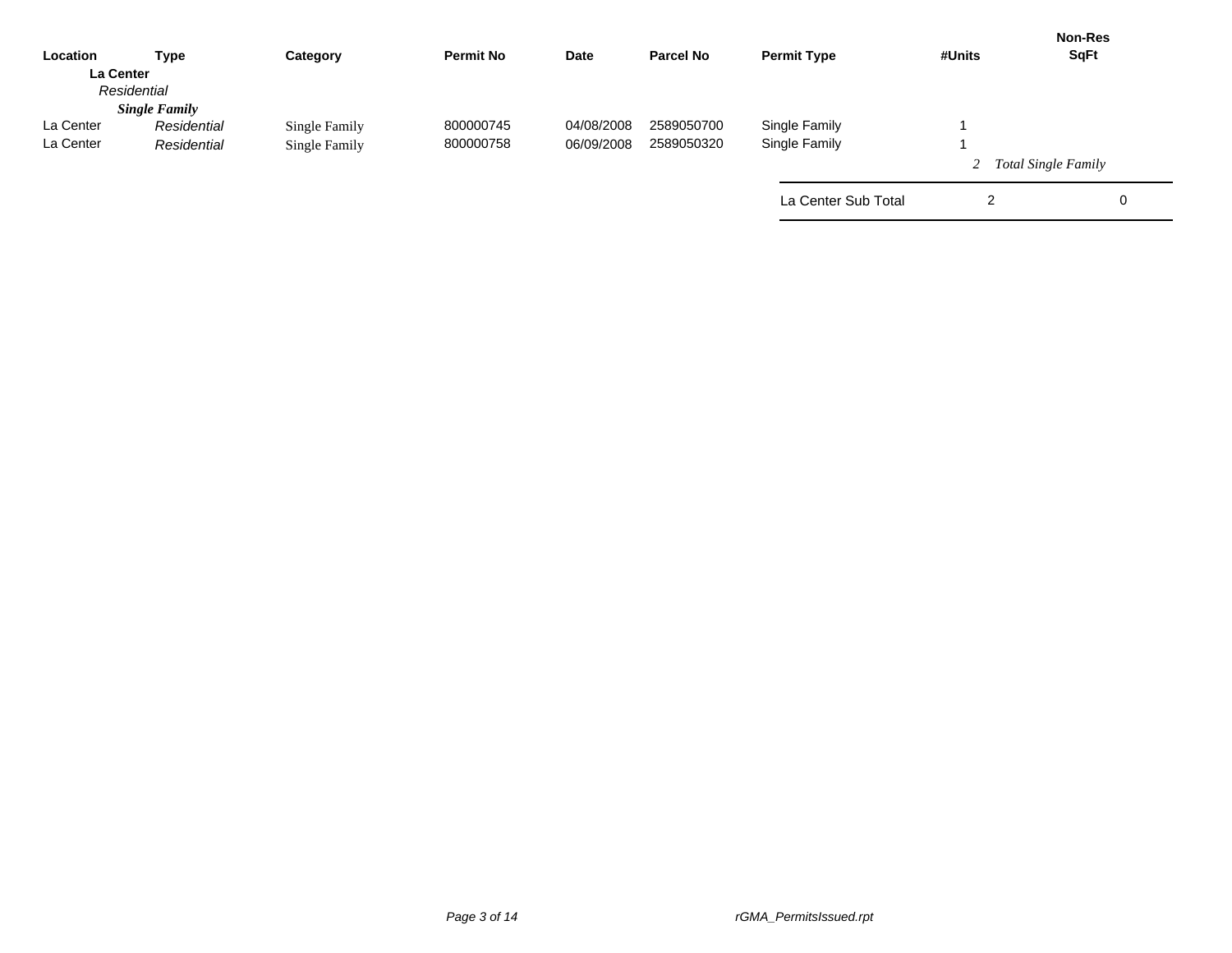| Location | Type | Category | Permit No | Date | Parcel No | Permit Type | #Units | Non-Res SqFt |
|---|---|---|---|---|---|---|---|---|
| **La Center** | | | | | | | | |
| *Residential* | | | | | | | | |
| ***Single Family*** | | | | | | | | |
| La Center | *Residential* | Single Family | 800000745 | 04/08/2008 | 2589050700 | Single Family | 1 | |
| La Center | *Residential* | Single Family | 800000758 | 06/09/2008 | 2589050320 | Single Family | 1 | |
| | | | | | | | *2* | *Total Single Family* |
| | | | | | | La Center Sub Total | 2 | 0 |

rGMA_PermitsIssued.rpt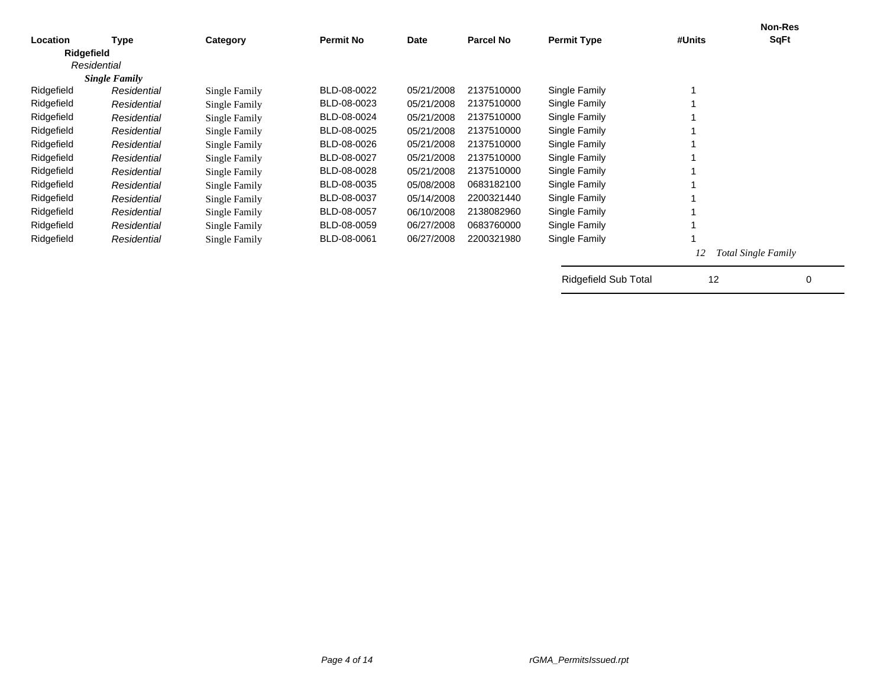| Location | Type | Category | Permit No | Date | Parcel No | Permit Type | #Units | Non-Res SqFt |
|---|---|---|---|---|---|---|---|---|
| **Ridgefield** | | | | | | | | |
| *Residential* | | | | | | | | |
| ***Single Family*** | | | | | | | | |
| Ridgefield | *Residential* | Single Family | BLD-08-0022 | 05/21/2008 | 2137510000 | Single Family | 1 | |
| Ridgefield | *Residential* | Single Family | BLD-08-0023 | 05/21/2008 | 2137510000 | Single Family | 1 | |
| Ridgefield | *Residential* | Single Family | BLD-08-0024 | 05/21/2008 | 2137510000 | Single Family | 1 | |
| Ridgefield | *Residential* | Single Family | BLD-08-0025 | 05/21/2008 | 2137510000 | Single Family | 1 | |
| Ridgefield | *Residential* | Single Family | BLD-08-0026 | 05/21/2008 | 2137510000 | Single Family | 1 | |
| Ridgefield | *Residential* | Single Family | BLD-08-0027 | 05/21/2008 | 2137510000 | Single Family | 1 | |
| Ridgefield | *Residential* | Single Family | BLD-08-0028 | 05/21/2008 | 2137510000 | Single Family | 1 | |
| Ridgefield | *Residential* | Single Family | BLD-08-0035 | 05/08/2008 | 0683182100 | Single Family | 1 | |
| Ridgefield | *Residential* | Single Family | BLD-08-0037 | 05/14/2008 | 2200321440 | Single Family | 1 | |
| Ridgefield | *Residential* | Single Family | BLD-08-0057 | 06/10/2008 | 2138082960 | Single Family | 1 | |
| Ridgefield | *Residential* | Single Family | BLD-08-0059 | 06/27/2008 | 0683760000 | Single Family | 1 | |
| Ridgefield | *Residential* | Single Family | BLD-08-0061 | 06/27/2008 | 2200321980 | Single Family | 1 | |
| | | | | | | | *12* | *Total Single Family* |
| | | | | | | Ridgefield Sub Total | 12 | 0 |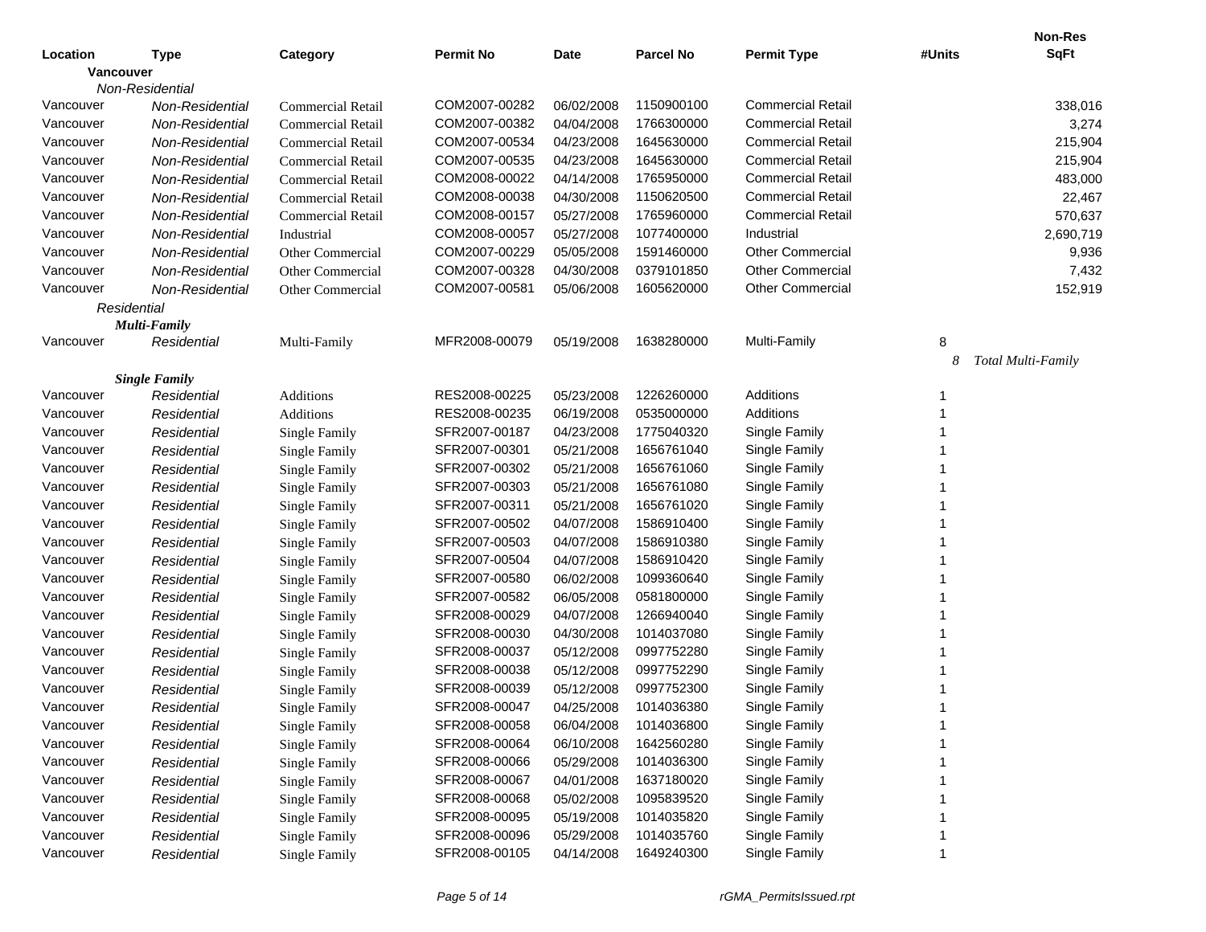| Location | Type | Category | Permit No | Date | Parcel No | Permit Type | #Units | Non-Res SqFt |
|---|---|---|---|---|---|---|---|---|
| **Vancouver** | | | | | | | | |
| *Non-Residential* | | | | | | | | |
| Vancouver | *Non-Residential* | Commercial Retail | COM2007-00282 | 06/02/2008 | 1150900100 | Commercial Retail | | 338,016 |
| Vancouver | *Non-Residential* | Commercial Retail | COM2007-00382 | 04/04/2008 | 1766300000 | Commercial Retail | | 3,274 |
| Vancouver | *Non-Residential* | Commercial Retail | COM2007-00534 | 04/23/2008 | 1645630000 | Commercial Retail | | 215,904 |
| Vancouver | *Non-Residential* | Commercial Retail | COM2007-00535 | 04/23/2008 | 1645630000 | Commercial Retail | | 215,904 |
| Vancouver | *Non-Residential* | Commercial Retail | COM2008-00022 | 04/14/2008 | 1765950000 | Commercial Retail | | 483,000 |
| Vancouver | *Non-Residential* | Commercial Retail | COM2008-00038 | 04/30/2008 | 1150620500 | Commercial Retail | | 22,467 |
| Vancouver | *Non-Residential* | Commercial Retail | COM2008-00157 | 05/27/2008 | 1765960000 | Commercial Retail | | 570,637 |
| Vancouver | *Non-Residential* | Industrial | COM2008-00057 | 05/27/2008 | 1077400000 | Industrial | | 2,690,719 |
| Vancouver | *Non-Residential* | Other Commercial | COM2007-00229 | 05/05/2008 | 1591460000 | Other Commercial | | 9,936 |
| Vancouver | *Non-Residential* | Other Commercial | COM2007-00328 | 04/30/2008 | 0379101850 | Other Commercial | | 7,432 |
| Vancouver | *Non-Residential* | Other Commercial | COM2007-00581 | 05/06/2008 | 1605620000 | Other Commercial | | 152,919 |
| *Residential* | | | | | | | | |
| ***Multi-Family*** | | | | | | | | |
| Vancouver | *Residential* | Multi-Family | MFR2008-00079 | 05/19/2008 | 1638280000 | Multi-Family | 8 | |
| | | | | | | | *8* | *Total Multi-Family* |
| ***Single Family*** | | | | | | | | |
| Vancouver | *Residential* | Additions | RES2008-00225 | 05/23/2008 | 1226260000 | Additions | 1 | |
| Vancouver | *Residential* | Additions | RES2008-00235 | 06/19/2008 | 0535000000 | Additions | 1 | |
| Vancouver | *Residential* | Single Family | SFR2007-00187 | 04/23/2008 | 1775040320 | Single Family | 1 | |
| Vancouver | *Residential* | Single Family | SFR2007-00301 | 05/21/2008 | 1656761040 | Single Family | 1 | |
| Vancouver | *Residential* | Single Family | SFR2007-00302 | 05/21/2008 | 1656761060 | Single Family | 1 | |
| Vancouver | *Residential* | Single Family | SFR2007-00303 | 05/21/2008 | 1656761080 | Single Family | 1 | |
| Vancouver | *Residential* | Single Family | SFR2007-00311 | 05/21/2008 | 1656761020 | Single Family | 1 | |
| Vancouver | *Residential* | Single Family | SFR2007-00502 | 04/07/2008 | 1586910400 | Single Family | 1 | |
| Vancouver | *Residential* | Single Family | SFR2007-00503 | 04/07/2008 | 1586910380 | Single Family | 1 | |
| Vancouver | *Residential* | Single Family | SFR2007-00504 | 04/07/2008 | 1586910420 | Single Family | 1 | |
| Vancouver | *Residential* | Single Family | SFR2007-00580 | 06/02/2008 | 1099360640 | Single Family | 1 | |
| Vancouver | *Residential* | Single Family | SFR2007-00582 | 06/05/2008 | 0581800000 | Single Family | 1 | |
| Vancouver | *Residential* | Single Family | SFR2008-00029 | 04/07/2008 | 1266940040 | Single Family | 1 | |
| Vancouver | *Residential* | Single Family | SFR2008-00030 | 04/30/2008 | 1014037080 | Single Family | 1 | |
| Vancouver | *Residential* | Single Family | SFR2008-00037 | 05/12/2008 | 0997752280 | Single Family | 1 | |
| Vancouver | *Residential* | Single Family | SFR2008-00038 | 05/12/2008 | 0997752290 | Single Family | 1 | |
| Vancouver | *Residential* | Single Family | SFR2008-00039 | 05/12/2008 | 0997752300 | Single Family | 1 | |
| Vancouver | *Residential* | Single Family | SFR2008-00047 | 04/25/2008 | 1014036380 | Single Family | 1 | |
| Vancouver | *Residential* | Single Family | SFR2008-00058 | 06/04/2008 | 1014036800 | Single Family | 1 | |
| Vancouver | *Residential* | Single Family | SFR2008-00064 | 06/10/2008 | 1642560280 | Single Family | 1 | |
| Vancouver | *Residential* | Single Family | SFR2008-00066 | 05/29/2008 | 1014036300 | Single Family | 1 | |
| Vancouver | *Residential* | Single Family | SFR2008-00067 | 04/01/2008 | 1637180020 | Single Family | 1 | |
| Vancouver | *Residential* | Single Family | SFR2008-00068 | 05/02/2008 | 1095839520 | Single Family | 1 | |
| Vancouver | *Residential* | Single Family | SFR2008-00095 | 05/19/2008 | 1014035820 | Single Family | 1 | |
| Vancouver | *Residential* | Single Family | SFR2008-00096 | 05/29/2008 | 1014035760 | Single Family | 1 | |
| Vancouver | *Residential* | Single Family | SFR2008-00105 | 04/14/2008 | 1649240300 | Single Family | 1 | |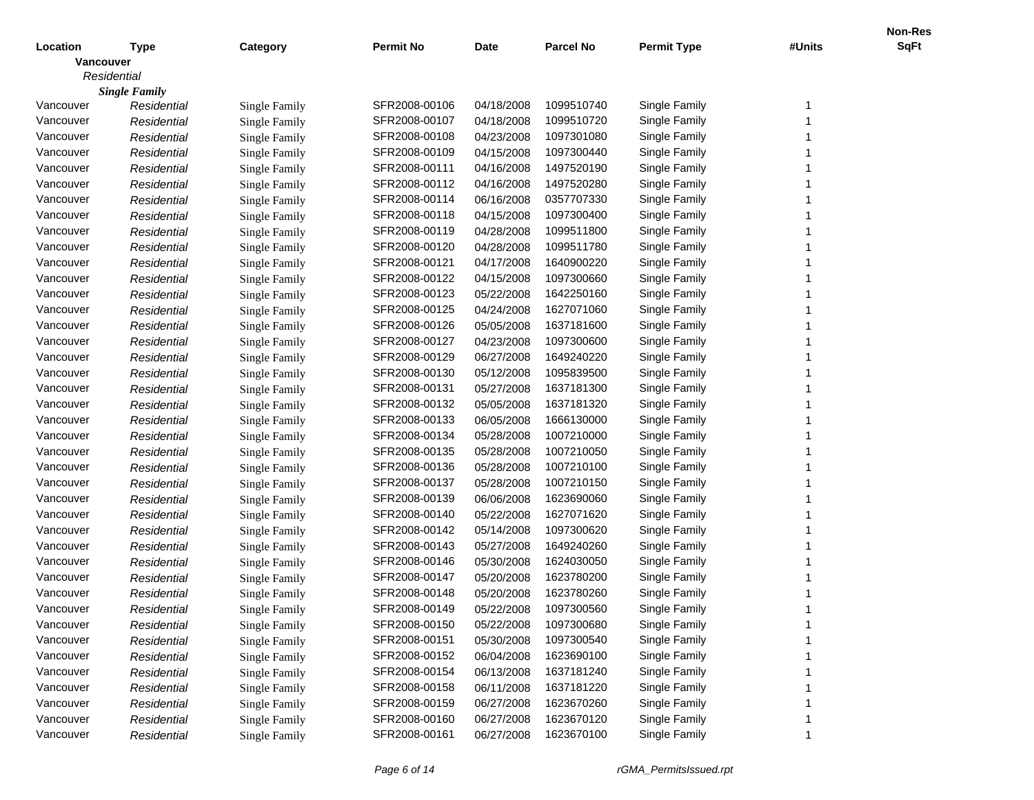| Location | Type | Category | Permit No | Date | Parcel No | Permit Type | #Units | Non-Res SqFt |
|---|---|---|---|---|---|---|---|---|
| **Vancouver** | | | | | | | | |
| *Residential* | | | | | | | | |
| ***Single Family*** | | | | | | | | |
| Vancouver | *Residential* | Single Family | SFR2008-00106 | 04/18/2008 | 1099510740 | Single Family | 1 | |
| Vancouver | *Residential* | Single Family | SFR2008-00107 | 04/18/2008 | 1099510720 | Single Family | 1 | |
| Vancouver | *Residential* | Single Family | SFR2008-00108 | 04/23/2008 | 1097301080 | Single Family | 1 | |
| Vancouver | *Residential* | Single Family | SFR2008-00109 | 04/15/2008 | 1097300440 | Single Family | 1 | |
| Vancouver | *Residential* | Single Family | SFR2008-00111 | 04/16/2008 | 1497520190 | Single Family | 1 | |
| Vancouver | *Residential* | Single Family | SFR2008-00112 | 04/16/2008 | 1497520280 | Single Family | 1 | |
| Vancouver | *Residential* | Single Family | SFR2008-00114 | 06/16/2008 | 0357707330 | Single Family | 1 | |
| Vancouver | *Residential* | Single Family | SFR2008-00118 | 04/15/2008 | 1097300400 | Single Family | 1 | |
| Vancouver | *Residential* | Single Family | SFR2008-00119 | 04/28/2008 | 1099511800 | Single Family | 1 | |
| Vancouver | *Residential* | Single Family | SFR2008-00120 | 04/28/2008 | 1099511780 | Single Family | 1 | |
| Vancouver | *Residential* | Single Family | SFR2008-00121 | 04/17/2008 | 1640900220 | Single Family | 1 | |
| Vancouver | *Residential* | Single Family | SFR2008-00122 | 04/15/2008 | 1097300660 | Single Family | 1 | |
| Vancouver | *Residential* | Single Family | SFR2008-00123 | 05/22/2008 | 1642250160 | Single Family | 1 | |
| Vancouver | *Residential* | Single Family | SFR2008-00125 | 04/24/2008 | 1627071060 | Single Family | 1 | |
| Vancouver | *Residential* | Single Family | SFR2008-00126 | 05/05/2008 | 1637181600 | Single Family | 1 | |
| Vancouver | *Residential* | Single Family | SFR2008-00127 | 04/23/2008 | 1097300600 | Single Family | 1 | |
| Vancouver | *Residential* | Single Family | SFR2008-00129 | 06/27/2008 | 1649240220 | Single Family | 1 | |
| Vancouver | *Residential* | Single Family | SFR2008-00130 | 05/12/2008 | 1095839500 | Single Family | 1 | |
| Vancouver | *Residential* | Single Family | SFR2008-00131 | 05/27/2008 | 1637181300 | Single Family | 1 | |
| Vancouver | *Residential* | Single Family | SFR2008-00132 | 05/05/2008 | 1637181320 | Single Family | 1 | |
| Vancouver | *Residential* | Single Family | SFR2008-00133 | 06/05/2008 | 1666130000 | Single Family | 1 | |
| Vancouver | *Residential* | Single Family | SFR2008-00134 | 05/28/2008 | 1007210000 | Single Family | 1 | |
| Vancouver | *Residential* | Single Family | SFR2008-00135 | 05/28/2008 | 1007210050 | Single Family | 1 | |
| Vancouver | *Residential* | Single Family | SFR2008-00136 | 05/28/2008 | 1007210100 | Single Family | 1 | |
| Vancouver | *Residential* | Single Family | SFR2008-00137 | 05/28/2008 | 1007210150 | Single Family | 1 | |
| Vancouver | *Residential* | Single Family | SFR2008-00139 | 06/06/2008 | 1623690060 | Single Family | 1 | |
| Vancouver | *Residential* | Single Family | SFR2008-00140 | 05/22/2008 | 1627071620 | Single Family | 1 | |
| Vancouver | *Residential* | Single Family | SFR2008-00142 | 05/14/2008 | 1097300620 | Single Family | 1 | |
| Vancouver | *Residential* | Single Family | SFR2008-00143 | 05/27/2008 | 1649240260 | Single Family | 1 | |
| Vancouver | *Residential* | Single Family | SFR2008-00146 | 05/30/2008 | 1624030050 | Single Family | 1 | |
| Vancouver | *Residential* | Single Family | SFR2008-00147 | 05/20/2008 | 1623780200 | Single Family | 1 | |
| Vancouver | *Residential* | Single Family | SFR2008-00148 | 05/20/2008 | 1623780260 | Single Family | 1 | |
| Vancouver | *Residential* | Single Family | SFR2008-00149 | 05/22/2008 | 1097300560 | Single Family | 1 | |
| Vancouver | *Residential* | Single Family | SFR2008-00150 | 05/22/2008 | 1097300680 | Single Family | 1 | |
| Vancouver | *Residential* | Single Family | SFR2008-00151 | 05/30/2008 | 1097300540 | Single Family | 1 | |
| Vancouver | *Residential* | Single Family | SFR2008-00152 | 06/04/2008 | 1623690100 | Single Family | 1 | |
| Vancouver | *Residential* | Single Family | SFR2008-00154 | 06/13/2008 | 1637181240 | Single Family | 1 | |
| Vancouver | *Residential* | Single Family | SFR2008-00158 | 06/11/2008 | 1637181220 | Single Family | 1 | |
| Vancouver | *Residential* | Single Family | SFR2008-00159 | 06/27/2008 | 1623670260 | Single Family | 1 | |
| Vancouver | *Residential* | Single Family | SFR2008-00160 | 06/27/2008 | 1623670120 | Single Family | 1 | |
| Vancouver | *Residential* | Single Family | SFR2008-00161 | 06/27/2008 | 1623670100 | Single Family | 1 | |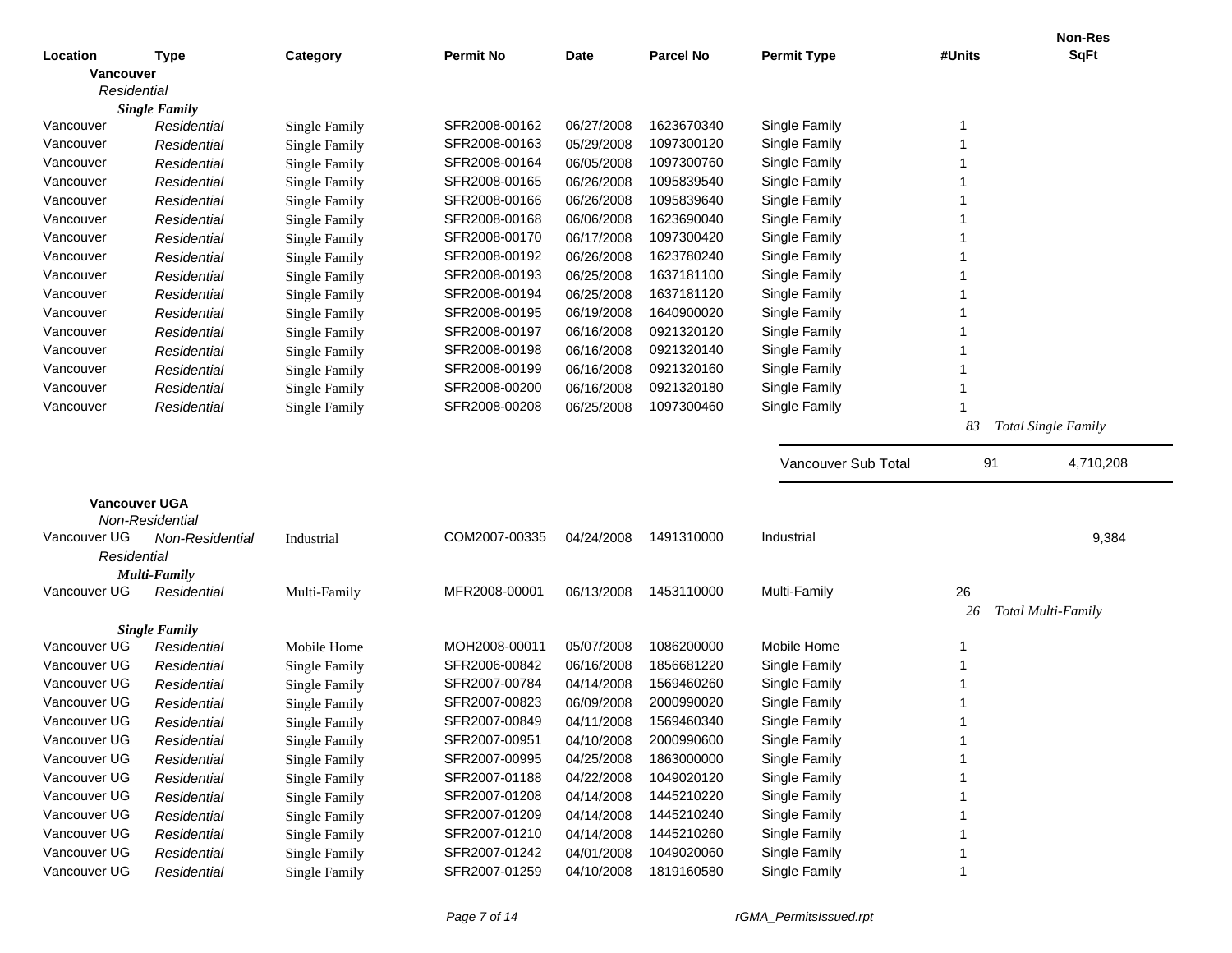| Location | Type | Category | Permit No | Date | Parcel No | Permit Type | #Units | Non-Res SqFt |
|---|---|---|---|---|---|---|---|---|
| **Vancouver** | | | | | | | | |
| *Residential* | | | | | | | | |
| ***Single Family*** | | | | | | | | |
| Vancouver | *Residential* | Single Family | SFR2008-00162 | 06/27/2008 | 1623670340 | Single Family | 1 | |
| Vancouver | *Residential* | Single Family | SFR2008-00163 | 05/29/2008 | 1097300120 | Single Family | 1 | |
| Vancouver | *Residential* | Single Family | SFR2008-00164 | 06/05/2008 | 1097300760 | Single Family | 1 | |
| Vancouver | *Residential* | Single Family | SFR2008-00165 | 06/26/2008 | 1095839540 | Single Family | 1 | |
| Vancouver | *Residential* | Single Family | SFR2008-00166 | 06/26/2008 | 1095839640 | Single Family | 1 | |
| Vancouver | *Residential* | Single Family | SFR2008-00168 | 06/06/2008 | 1623690040 | Single Family | 1 | |
| Vancouver | *Residential* | Single Family | SFR2008-00170 | 06/17/2008 | 1097300420 | Single Family | 1 | |
| Vancouver | *Residential* | Single Family | SFR2008-00192 | 06/26/2008 | 1623780240 | Single Family | 1 | |
| Vancouver | *Residential* | Single Family | SFR2008-00193 | 06/25/2008 | 1637181100 | Single Family | 1 | |
| Vancouver | *Residential* | Single Family | SFR2008-00194 | 06/25/2008 | 1637181120 | Single Family | 1 | |
| Vancouver | *Residential* | Single Family | SFR2008-00195 | 06/19/2008 | 1640900020 | Single Family | 1 | |
| Vancouver | *Residential* | Single Family | SFR2008-00197 | 06/16/2008 | 0921320120 | Single Family | 1 | |
| Vancouver | *Residential* | Single Family | SFR2008-00198 | 06/16/2008 | 0921320140 | Single Family | 1 | |
| Vancouver | *Residential* | Single Family | SFR2008-00199 | 06/16/2008 | 0921320160 | Single Family | 1 | |
| Vancouver | *Residential* | Single Family | SFR2008-00200 | 06/16/2008 | 0921320180 | Single Family | 1 | |
| Vancouver | *Residential* | Single Family | SFR2008-00208 | 06/25/2008 | 1097300460 | Single Family | 1 | |
| | | | | | | | *83* | *Total Single Family* |
| | | | | | | Vancouver Sub Total | 91 | 4,710,208 |
| **Vancouver UGA** | | | | | | | | |
| *Non-Residential* | | | | | | | | |
| Vancouver UG | *Non-Residential* | Industrial | COM2007-00335 | 04/24/2008 | 1491310000 | Industrial | | 9,384 |
| *Residential* | | | | | | | | |
| ***Multi-Family*** | | | | | | | | |
| Vancouver UG | *Residential* | Multi-Family | MFR2008-00001 | 06/13/2008 | 1453110000 | Multi-Family | 26 | |
| | | | | | | | *26* | *Total Multi-Family* |
| ***Single Family*** | | | | | | | | |
| Vancouver UG | *Residential* | Mobile Home | MOH2008-00011 | 05/07/2008 | 1086200000 | Mobile Home | 1 | |
| Vancouver UG | *Residential* | Single Family | SFR2006-00842 | 06/16/2008 | 1856681220 | Single Family | 1 | |
| Vancouver UG | *Residential* | Single Family | SFR2007-00784 | 04/14/2008 | 1569460260 | Single Family | 1 | |
| Vancouver UG | *Residential* | Single Family | SFR2007-00823 | 06/09/2008 | 2000990020 | Single Family | 1 | |
| Vancouver UG | *Residential* | Single Family | SFR2007-00849 | 04/11/2008 | 1569460340 | Single Family | 1 | |
| Vancouver UG | *Residential* | Single Family | SFR2007-00951 | 04/10/2008 | 2000990600 | Single Family | 1 | |
| Vancouver UG | *Residential* | Single Family | SFR2007-00995 | 04/25/2008 | 1863000000 | Single Family | 1 | |
| Vancouver UG | *Residential* | Single Family | SFR2007-01188 | 04/22/2008 | 1049020120 | Single Family | 1 | |
| Vancouver UG | *Residential* | Single Family | SFR2007-01208 | 04/14/2008 | 1445210220 | Single Family | 1 | |
| Vancouver UG | *Residential* | Single Family | SFR2007-01209 | 04/14/2008 | 1445210240 | Single Family | 1 | |
| Vancouver UG | *Residential* | Single Family | SFR2007-01210 | 04/14/2008 | 1445210260 | Single Family | 1 | |
| Vancouver UG | *Residential* | Single Family | SFR2007-01242 | 04/01/2008 | 1049020060 | Single Family | 1 | |
| Vancouver UG | *Residential* | Single Family | SFR2007-01259 | 04/10/2008 | 1819160580 | Single Family | 1 | |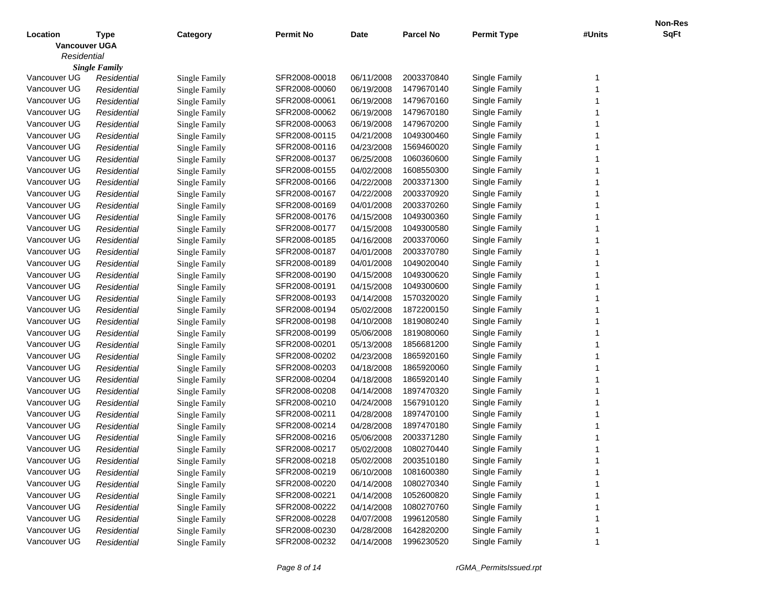| Location | Type | Category | Permit No | Date | Parcel No | Permit Type | #Units | Non-Res SqFt |
|---|---|---|---|---|---|---|---|---|
| **Vancouver UGA** | | | | | | | | |
| *Residential* | | | | | | | | |
| ***Single Family*** | | | | | | | | |
| Vancouver UG | *Residential* | Single Family | SFR2008-00018 | 06/11/2008 | 2003370840 | Single Family | 1 | |
| Vancouver UG | *Residential* | Single Family | SFR2008-00060 | 06/19/2008 | 1479670140 | Single Family | 1 | |
| Vancouver UG | *Residential* | Single Family | SFR2008-00061 | 06/19/2008 | 1479670160 | Single Family | 1 | |
| Vancouver UG | *Residential* | Single Family | SFR2008-00062 | 06/19/2008 | 1479670180 | Single Family | 1 | |
| Vancouver UG | *Residential* | Single Family | SFR2008-00063 | 06/19/2008 | 1479670200 | Single Family | 1 | |
| Vancouver UG | *Residential* | Single Family | SFR2008-00115 | 04/21/2008 | 1049300460 | Single Family | 1 | |
| Vancouver UG | *Residential* | Single Family | SFR2008-00116 | 04/23/2008 | 1569460020 | Single Family | 1 | |
| Vancouver UG | *Residential* | Single Family | SFR2008-00137 | 06/25/2008 | 1060360600 | Single Family | 1 | |
| Vancouver UG | *Residential* | Single Family | SFR2008-00155 | 04/02/2008 | 1608550300 | Single Family | 1 | |
| Vancouver UG | *Residential* | Single Family | SFR2008-00166 | 04/22/2008 | 2003371300 | Single Family | 1 | |
| Vancouver UG | *Residential* | Single Family | SFR2008-00167 | 04/22/2008 | 2003370920 | Single Family | 1 | |
| Vancouver UG | *Residential* | Single Family | SFR2008-00169 | 04/01/2008 | 2003370260 | Single Family | 1 | |
| Vancouver UG | *Residential* | Single Family | SFR2008-00176 | 04/15/2008 | 1049300360 | Single Family | 1 | |
| Vancouver UG | *Residential* | Single Family | SFR2008-00177 | 04/15/2008 | 1049300580 | Single Family | 1 | |
| Vancouver UG | *Residential* | Single Family | SFR2008-00185 | 04/16/2008 | 2003370060 | Single Family | 1 | |
| Vancouver UG | *Residential* | Single Family | SFR2008-00187 | 04/01/2008 | 2003370780 | Single Family | 1 | |
| Vancouver UG | *Residential* | Single Family | SFR2008-00189 | 04/01/2008 | 1049020040 | Single Family | 1 | |
| Vancouver UG | *Residential* | Single Family | SFR2008-00190 | 04/15/2008 | 1049300620 | Single Family | 1 | |
| Vancouver UG | *Residential* | Single Family | SFR2008-00191 | 04/15/2008 | 1049300600 | Single Family | 1 | |
| Vancouver UG | *Residential* | Single Family | SFR2008-00193 | 04/14/2008 | 1570320020 | Single Family | 1 | |
| Vancouver UG | *Residential* | Single Family | SFR2008-00194 | 05/02/2008 | 1872200150 | Single Family | 1 | |
| Vancouver UG | *Residential* | Single Family | SFR2008-00198 | 04/10/2008 | 1819080240 | Single Family | 1 | |
| Vancouver UG | *Residential* | Single Family | SFR2008-00199 | 05/06/2008 | 1819080060 | Single Family | 1 | |
| Vancouver UG | *Residential* | Single Family | SFR2008-00201 | 05/13/2008 | 1856681200 | Single Family | 1 | |
| Vancouver UG | *Residential* | Single Family | SFR2008-00202 | 04/23/2008 | 1865920160 | Single Family | 1 | |
| Vancouver UG | *Residential* | Single Family | SFR2008-00203 | 04/18/2008 | 1865920060 | Single Family | 1 | |
| Vancouver UG | *Residential* | Single Family | SFR2008-00204 | 04/18/2008 | 1865920140 | Single Family | 1 | |
| Vancouver UG | *Residential* | Single Family | SFR2008-00208 | 04/14/2008 | 1897470320 | Single Family | 1 | |
| Vancouver UG | *Residential* | Single Family | SFR2008-00210 | 04/24/2008 | 1567910120 | Single Family | 1 | |
| Vancouver UG | *Residential* | Single Family | SFR2008-00211 | 04/28/2008 | 1897470100 | Single Family | 1 | |
| Vancouver UG | *Residential* | Single Family | SFR2008-00214 | 04/28/2008 | 1897470180 | Single Family | 1 | |
| Vancouver UG | *Residential* | Single Family | SFR2008-00216 | 05/06/2008 | 2003371280 | Single Family | 1 | |
| Vancouver UG | *Residential* | Single Family | SFR2008-00217 | 05/02/2008 | 1080270440 | Single Family | 1 | |
| Vancouver UG | *Residential* | Single Family | SFR2008-00218 | 05/02/2008 | 2003510180 | Single Family | 1 | |
| Vancouver UG | *Residential* | Single Family | SFR2008-00219 | 06/10/2008 | 1081600380 | Single Family | 1 | |
| Vancouver UG | *Residential* | Single Family | SFR2008-00220 | 04/14/2008 | 1080270340 | Single Family | 1 | |
| Vancouver UG | *Residential* | Single Family | SFR2008-00221 | 04/14/2008 | 1052600820 | Single Family | 1 | |
| Vancouver UG | *Residential* | Single Family | SFR2008-00222 | 04/14/2008 | 1080270760 | Single Family | 1 | |
| Vancouver UG | *Residential* | Single Family | SFR2008-00228 | 04/07/2008 | 1996120580 | Single Family | 1 | |
| Vancouver UG | *Residential* | Single Family | SFR2008-00230 | 04/28/2008 | 1642820200 | Single Family | 1 | |
| Vancouver UG | *Residential* | Single Family | SFR2008-00232 | 04/14/2008 | 1996230520 | Single Family | 1 | |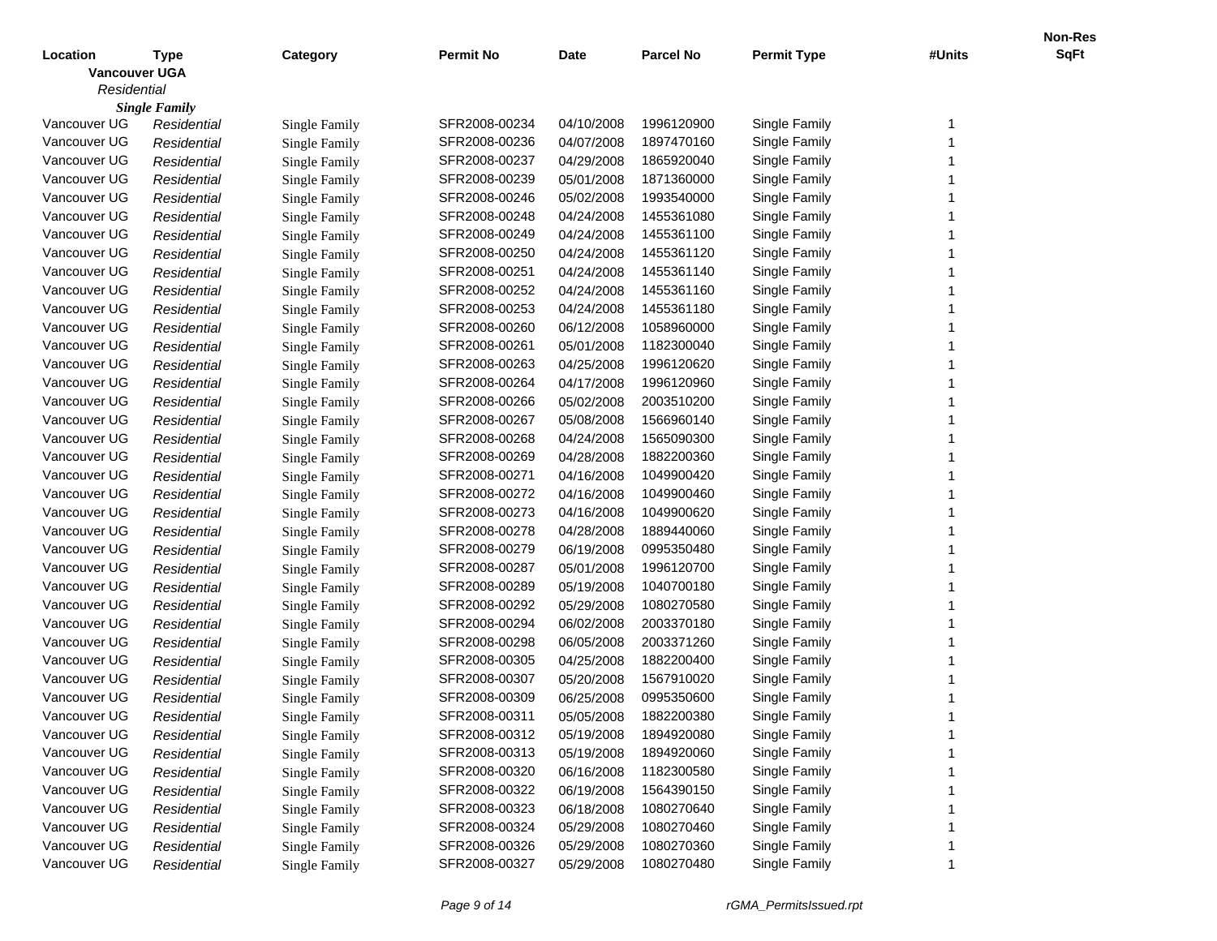| Location | Type | Category | Permit No | Date | Parcel No | Permit Type | #Units | Non-Res SqFt |
|---|---|---|---|---|---|---|---|---|
| **Vancouver UGA** | | | | | | | | |
| *Residential* | | | | | | | | |
| ***Single Family*** | | | | | | | | |
| Vancouver UG | *Residential* | Single Family | SFR2008-00234 | 04/10/2008 | 1996120900 | Single Family | 1 | |
| Vancouver UG | *Residential* | Single Family | SFR2008-00236 | 04/07/2008 | 1897470160 | Single Family | 1 | |
| Vancouver UG | *Residential* | Single Family | SFR2008-00237 | 04/29/2008 | 1865920040 | Single Family | 1 | |
| Vancouver UG | *Residential* | Single Family | SFR2008-00239 | 05/01/2008 | 1871360000 | Single Family | 1 | |
| Vancouver UG | *Residential* | Single Family | SFR2008-00246 | 05/02/2008 | 1993540000 | Single Family | 1 | |
| Vancouver UG | *Residential* | Single Family | SFR2008-00248 | 04/24/2008 | 1455361080 | Single Family | 1 | |
| Vancouver UG | *Residential* | Single Family | SFR2008-00249 | 04/24/2008 | 1455361100 | Single Family | 1 | |
| Vancouver UG | *Residential* | Single Family | SFR2008-00250 | 04/24/2008 | 1455361120 | Single Family | 1 | |
| Vancouver UG | *Residential* | Single Family | SFR2008-00251 | 04/24/2008 | 1455361140 | Single Family | 1 | |
| Vancouver UG | *Residential* | Single Family | SFR2008-00252 | 04/24/2008 | 1455361160 | Single Family | 1 | |
| Vancouver UG | *Residential* | Single Family | SFR2008-00253 | 04/24/2008 | 1455361180 | Single Family | 1 | |
| Vancouver UG | *Residential* | Single Family | SFR2008-00260 | 06/12/2008 | 1058960000 | Single Family | 1 | |
| Vancouver UG | *Residential* | Single Family | SFR2008-00261 | 05/01/2008 | 1182300040 | Single Family | 1 | |
| Vancouver UG | *Residential* | Single Family | SFR2008-00263 | 04/25/2008 | 1996120620 | Single Family | 1 | |
| Vancouver UG | *Residential* | Single Family | SFR2008-00264 | 04/17/2008 | 1996120960 | Single Family | 1 | |
| Vancouver UG | *Residential* | Single Family | SFR2008-00266 | 05/02/2008 | 2003510200 | Single Family | 1 | |
| Vancouver UG | *Residential* | Single Family | SFR2008-00267 | 05/08/2008 | 1566960140 | Single Family | 1 | |
| Vancouver UG | *Residential* | Single Family | SFR2008-00268 | 04/24/2008 | 1565090300 | Single Family | 1 | |
| Vancouver UG | *Residential* | Single Family | SFR2008-00269 | 04/28/2008 | 1882200360 | Single Family | 1 | |
| Vancouver UG | *Residential* | Single Family | SFR2008-00271 | 04/16/2008 | 1049900420 | Single Family | 1 | |
| Vancouver UG | *Residential* | Single Family | SFR2008-00272 | 04/16/2008 | 1049900460 | Single Family | 1 | |
| Vancouver UG | *Residential* | Single Family | SFR2008-00273 | 04/16/2008 | 1049900620 | Single Family | 1 | |
| Vancouver UG | *Residential* | Single Family | SFR2008-00278 | 04/28/2008 | 1889440060 | Single Family | 1 | |
| Vancouver UG | *Residential* | Single Family | SFR2008-00279 | 06/19/2008 | 0995350480 | Single Family | 1 | |
| Vancouver UG | *Residential* | Single Family | SFR2008-00287 | 05/01/2008 | 1996120700 | Single Family | 1 | |
| Vancouver UG | *Residential* | Single Family | SFR2008-00289 | 05/19/2008 | 1040700180 | Single Family | 1 | |
| Vancouver UG | *Residential* | Single Family | SFR2008-00292 | 05/29/2008 | 1080270580 | Single Family | 1 | |
| Vancouver UG | *Residential* | Single Family | SFR2008-00294 | 06/02/2008 | 2003370180 | Single Family | 1 | |
| Vancouver UG | *Residential* | Single Family | SFR2008-00298 | 06/05/2008 | 2003371260 | Single Family | 1 | |
| Vancouver UG | *Residential* | Single Family | SFR2008-00305 | 04/25/2008 | 1882200400 | Single Family | 1 | |
| Vancouver UG | *Residential* | Single Family | SFR2008-00307 | 05/20/2008 | 1567910020 | Single Family | 1 | |
| Vancouver UG | *Residential* | Single Family | SFR2008-00309 | 06/25/2008 | 0995350600 | Single Family | 1 | |
| Vancouver UG | *Residential* | Single Family | SFR2008-00311 | 05/05/2008 | 1882200380 | Single Family | 1 | |
| Vancouver UG | *Residential* | Single Family | SFR2008-00312 | 05/19/2008 | 1894920080 | Single Family | 1 | |
| Vancouver UG | *Residential* | Single Family | SFR2008-00313 | 05/19/2008 | 1894920060 | Single Family | 1 | |
| Vancouver UG | *Residential* | Single Family | SFR2008-00320 | 06/16/2008 | 1182300580 | Single Family | 1 | |
| Vancouver UG | *Residential* | Single Family | SFR2008-00322 | 06/19/2008 | 1564390150 | Single Family | 1 | |
| Vancouver UG | *Residential* | Single Family | SFR2008-00323 | 06/18/2008 | 1080270640 | Single Family | 1 | |
| Vancouver UG | *Residential* | Single Family | SFR2008-00324 | 05/29/2008 | 1080270460 | Single Family | 1 | |
| Vancouver UG | *Residential* | Single Family | SFR2008-00326 | 05/29/2008 | 1080270360 | Single Family | 1 | |
| Vancouver UG | *Residential* | Single Family | SFR2008-00327 | 05/29/2008 | 1080270480 | Single Family | 1 | |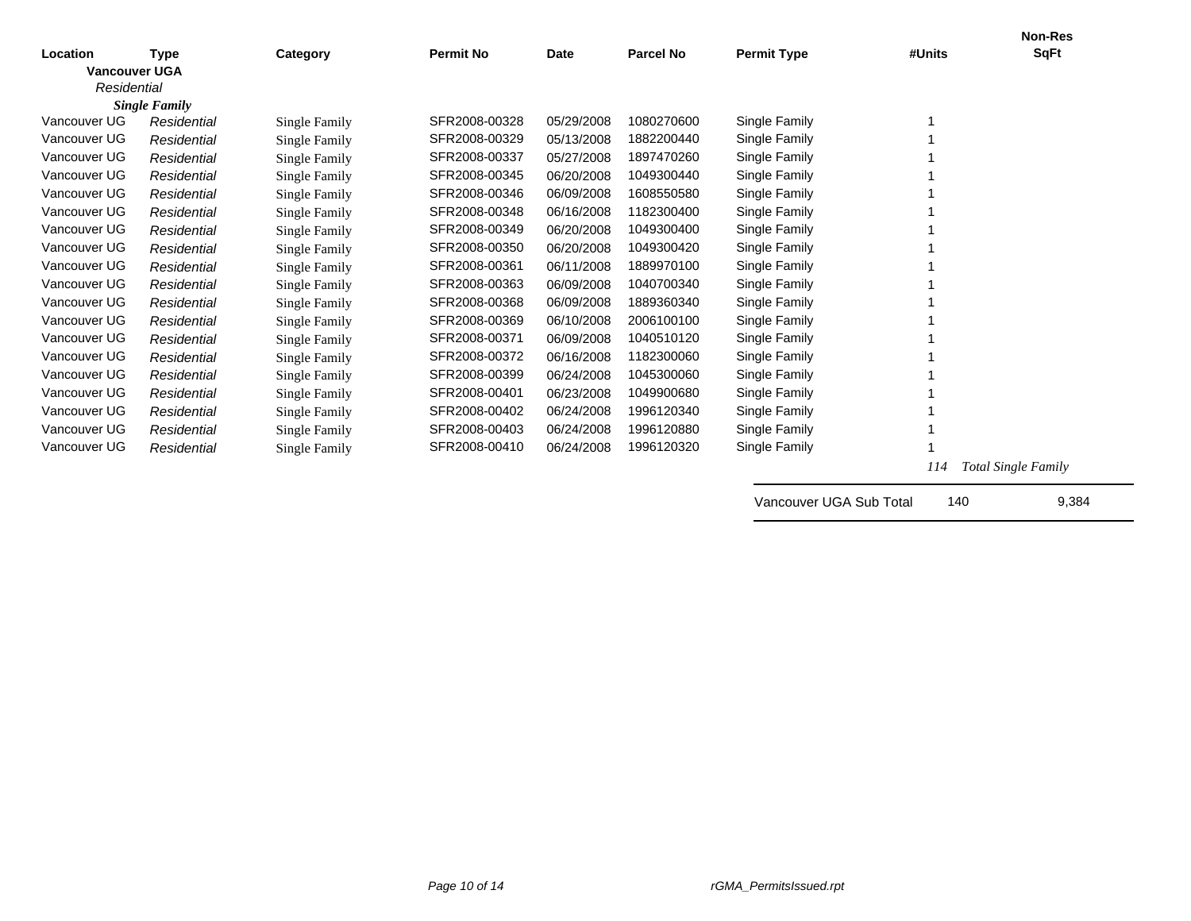| Location | Type | Category | Permit No | Date | Parcel No | Permit Type | #Units | Non-Res SqFt |
|---|---|---|---|---|---|---|---|---|
| **Vancouver UGA** | | | | | | | | |
| *Residential* | | | | | | | | |
| ***Single Family*** | | | | | | | | |
| Vancouver UG | Residential | Single Family | SFR2008-00328 | 05/29/2008 | 1080270600 | Single Family | 1 | |
| Vancouver UG | Residential | Single Family | SFR2008-00329 | 05/13/2008 | 1882200440 | Single Family | 1 | |
| Vancouver UG | Residential | Single Family | SFR2008-00337 | 05/27/2008 | 1897470260 | Single Family | 1 | |
| Vancouver UG | Residential | Single Family | SFR2008-00345 | 06/20/2008 | 1049300440 | Single Family | 1 | |
| Vancouver UG | Residential | Single Family | SFR2008-00346 | 06/09/2008 | 1608550580 | Single Family | 1 | |
| Vancouver UG | Residential | Single Family | SFR2008-00348 | 06/16/2008 | 1182300400 | Single Family | 1 | |
| Vancouver UG | Residential | Single Family | SFR2008-00349 | 06/20/2008 | 1049300400 | Single Family | 1 | |
| Vancouver UG | Residential | Single Family | SFR2008-00350 | 06/20/2008 | 1049300420 | Single Family | 1 | |
| Vancouver UG | Residential | Single Family | SFR2008-00361 | 06/11/2008 | 1889970100 | Single Family | 1 | |
| Vancouver UG | Residential | Single Family | SFR2008-00363 | 06/09/2008 | 1040700340 | Single Family | 1 | |
| Vancouver UG | Residential | Single Family | SFR2008-00368 | 06/09/2008 | 1889360340 | Single Family | 1 | |
| Vancouver UG | Residential | Single Family | SFR2008-00369 | 06/10/2008 | 2006100100 | Single Family | 1 | |
| Vancouver UG | Residential | Single Family | SFR2008-00371 | 06/09/2008 | 1040510120 | Single Family | 1 | |
| Vancouver UG | Residential | Single Family | SFR2008-00372 | 06/16/2008 | 1182300060 | Single Family | 1 | |
| Vancouver UG | Residential | Single Family | SFR2008-00399 | 06/24/2008 | 1045300060 | Single Family | 1 | |
| Vancouver UG | Residential | Single Family | SFR2008-00401 | 06/23/2008 | 1049900680 | Single Family | 1 | |
| Vancouver UG | Residential | Single Family | SFR2008-00402 | 06/24/2008 | 1996120340 | Single Family | 1 | |
| Vancouver UG | Residential | Single Family | SFR2008-00403 | 06/24/2008 | 1996120880 | Single Family | 1 | |
| Vancouver UG | Residential | Single Family | SFR2008-00410 | 06/24/2008 | 1996120320 | Single Family | 1 | |
| | | | | | | | *114* | *Total Single Family* |
| | | | | | | Vancouver UGA Sub Total | 140 | 9,384 |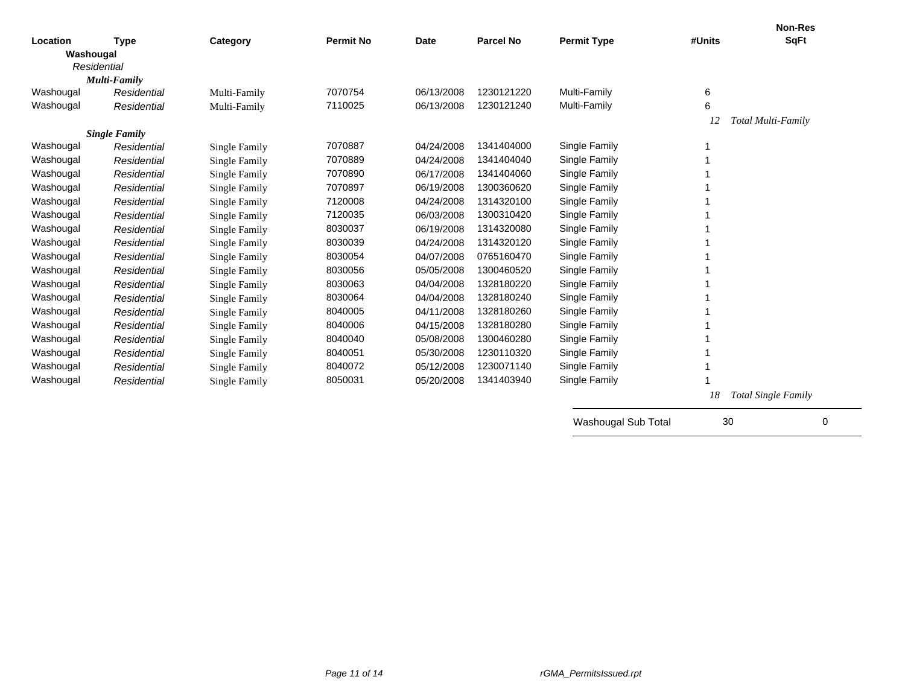| Location | Type | Category | Permit No | Date | Parcel No | Permit Type | #Units | Non-Res SqFt |
|---|---|---|---|---|---|---|---|---|
| **Washougal** | | | | | | | | |
| *Residential* | | | | | | | | |
| ***Multi-Family*** | | | | | | | | |
| Washougal | *Residential* | Multi-Family | 7070754 | 06/13/2008 | 1230121220 | Multi-Family | 6 | |
| Washougal | *Residential* | Multi-Family | 7110025 | 06/13/2008 | 1230121240 | Multi-Family | 6 | |
| | | | | | | | *12* | *Total Multi-Family* |
| ***Single Family*** | | | | | | | | |
| Washougal | *Residential* | Single Family | 7070887 | 04/24/2008 | 1341404000 | Single Family | 1 | |
| Washougal | *Residential* | Single Family | 7070889 | 04/24/2008 | 1341404040 | Single Family | 1 | |
| Washougal | *Residential* | Single Family | 7070890 | 06/17/2008 | 1341404060 | Single Family | 1 | |
| Washougal | *Residential* | Single Family | 7070897 | 06/19/2008 | 1300360620 | Single Family | 1 | |
| Washougal | *Residential* | Single Family | 7120008 | 04/24/2008 | 1314320100 | Single Family | 1 | |
| Washougal | *Residential* | Single Family | 7120035 | 06/03/2008 | 1300310420 | Single Family | 1 | |
| Washougal | *Residential* | Single Family | 8030037 | 06/19/2008 | 1314320080 | Single Family | 1 | |
| Washougal | *Residential* | Single Family | 8030039 | 04/24/2008 | 1314320120 | Single Family | 1 | |
| Washougal | *Residential* | Single Family | 8030054 | 04/07/2008 | 0765160470 | Single Family | 1 | |
| Washougal | *Residential* | Single Family | 8030056 | 05/05/2008 | 1300460520 | Single Family | 1 | |
| Washougal | *Residential* | Single Family | 8030063 | 04/04/2008 | 1328180220 | Single Family | 1 | |
| Washougal | *Residential* | Single Family | 8030064 | 04/04/2008 | 1328180240 | Single Family | 1 | |
| Washougal | *Residential* | Single Family | 8040005 | 04/11/2008 | 1328180260 | Single Family | 1 | |
| Washougal | *Residential* | Single Family | 8040006 | 04/15/2008 | 1328180280 | Single Family | 1 | |
| Washougal | *Residential* | Single Family | 8040040 | 05/08/2008 | 1300460280 | Single Family | 1 | |
| Washougal | *Residential* | Single Family | 8040051 | 05/30/2008 | 1230110320 | Single Family | 1 | |
| Washougal | *Residential* | Single Family | 8040072 | 05/12/2008 | 1230071140 | Single Family | 1 | |
| Washougal | *Residential* | Single Family | 8050031 | 05/20/2008 | 1341403940 | Single Family | 1 | |
| | | | | | | | *18* | *Total Single Family* |
| | | | | | | Washougal Sub Total | 30 | 0 |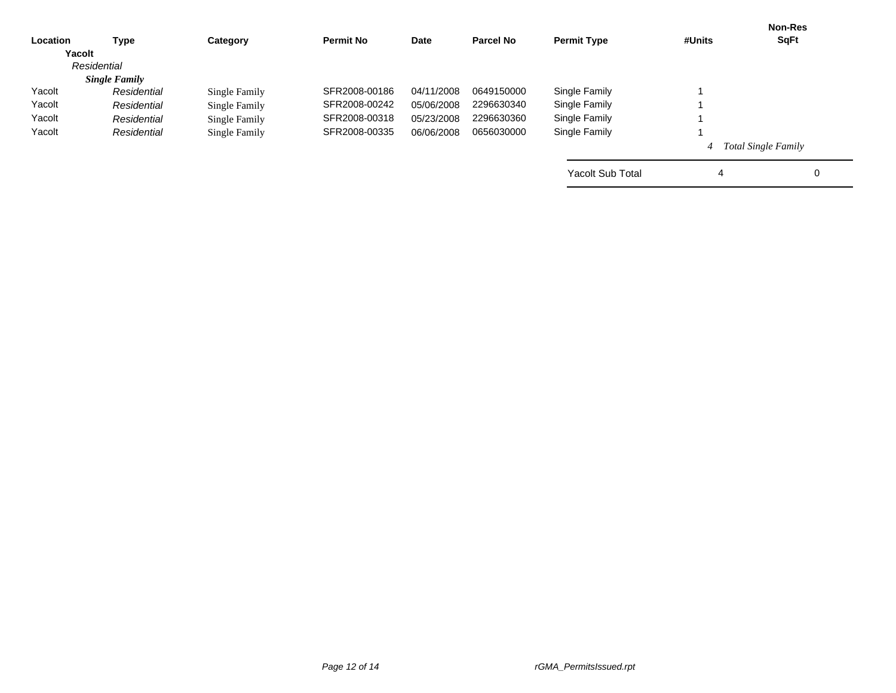| Location | Type | Category | Permit No | Date | Parcel No | Permit Type | #Units | Non-Res SqFt |
|---|---|---|---|---|---|---|---|---|
| **Yacolt** | | | | | | | | |
| *Residential* | | | | | | | | |
| ***Single Family*** | | | | | | | | |
| Yacolt | *Residential* | Single Family | SFR2008-00186 | 04/11/2008 | 0649150000 | Single Family | 1 | |
| Yacolt | *Residential* | Single Family | SFR2008-00242 | 05/06/2008 | 2296630340 | Single Family | 1 | |
| Yacolt | *Residential* | Single Family | SFR2008-00318 | 05/23/2008 | 2296630360 | Single Family | 1 | |
| Yacolt | *Residential* | Single Family | SFR2008-00335 | 06/06/2008 | 0656030000 | Single Family | 1 | |
| | | | | | | | *4* | *Total Single Family* |
| | | | | | | Yacolt Sub Total | 4 | 0 |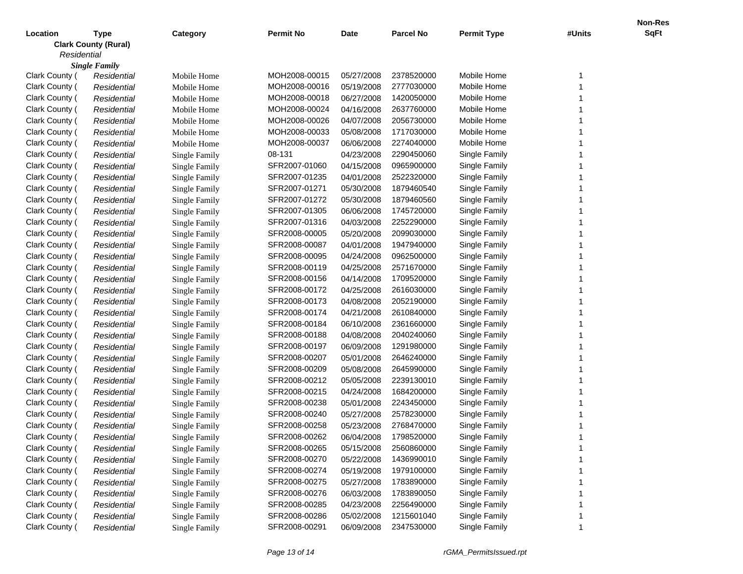| Location | Type | Category | Permit No | Date | Parcel No | Permit Type | #Units | Non-Res SqFt |
|---|---|---|---|---|---|---|---|---|
| **Clark County (Rural)** | | | | | | | | |
| *Residential* | | | | | | | | |
| ***Single Family*** | | | | | | | | |
| Clark County ( | *Residential* | Mobile Home | MOH2008-00015 | 05/27/2008 | 2378520000 | Mobile Home | 1 | |
| Clark County ( | *Residential* | Mobile Home | MOH2008-00016 | 05/19/2008 | 2777030000 | Mobile Home | 1 | |
| Clark County ( | *Residential* | Mobile Home | MOH2008-00018 | 06/27/2008 | 1420050000 | Mobile Home | 1 | |
| Clark County ( | *Residential* | Mobile Home | MOH2008-00024 | 04/16/2008 | 2637760000 | Mobile Home | 1 | |
| Clark County ( | *Residential* | Mobile Home | MOH2008-00026 | 04/07/2008 | 2056730000 | Mobile Home | 1 | |
| Clark County ( | *Residential* | Mobile Home | MOH2008-00033 | 05/08/2008 | 1717030000 | Mobile Home | 1 | |
| Clark County ( | *Residential* | Mobile Home | MOH2008-00037 | 06/06/2008 | 2274040000 | Mobile Home | 1 | |
| Clark County ( | *Residential* | Single Family | 08-131 | 04/23/2008 | 2290450060 | Single Family | 1 | |
| Clark County ( | *Residential* | Single Family | SFR2007-01060 | 04/15/2008 | 0965900000 | Single Family | 1 | |
| Clark County ( | *Residential* | Single Family | SFR2007-01235 | 04/01/2008 | 2522320000 | Single Family | 1 | |
| Clark County ( | *Residential* | Single Family | SFR2007-01271 | 05/30/2008 | 1879460540 | Single Family | 1 | |
| Clark County ( | *Residential* | Single Family | SFR2007-01272 | 05/30/2008 | 1879460560 | Single Family | 1 | |
| Clark County ( | *Residential* | Single Family | SFR2007-01305 | 06/06/2008 | 1745720000 | Single Family | 1 | |
| Clark County ( | *Residential* | Single Family | SFR2007-01316 | 04/03/2008 | 2252290000 | Single Family | 1 | |
| Clark County ( | *Residential* | Single Family | SFR2008-00005 | 05/20/2008 | 2099030000 | Single Family | 1 | |
| Clark County ( | *Residential* | Single Family | SFR2008-00087 | 04/01/2008 | 1947940000 | Single Family | 1 | |
| Clark County ( | *Residential* | Single Family | SFR2008-00095 | 04/24/2008 | 0962500000 | Single Family | 1 | |
| Clark County ( | *Residential* | Single Family | SFR2008-00119 | 04/25/2008 | 2571670000 | Single Family | 1 | |
| Clark County ( | *Residential* | Single Family | SFR2008-00156 | 04/14/2008 | 1709520000 | Single Family | 1 | |
| Clark County ( | *Residential* | Single Family | SFR2008-00172 | 04/25/2008 | 2616030000 | Single Family | 1 | |
| Clark County ( | *Residential* | Single Family | SFR2008-00173 | 04/08/2008 | 2052190000 | Single Family | 1 | |
| Clark County ( | *Residential* | Single Family | SFR2008-00174 | 04/21/2008 | 2610840000 | Single Family | 1 | |
| Clark County ( | *Residential* | Single Family | SFR2008-00184 | 06/10/2008 | 2361660000 | Single Family | 1 | |
| Clark County ( | *Residential* | Single Family | SFR2008-00188 | 04/08/2008 | 2040240060 | Single Family | 1 | |
| Clark County ( | *Residential* | Single Family | SFR2008-00197 | 06/09/2008 | 1291980000 | Single Family | 1 | |
| Clark County ( | *Residential* | Single Family | SFR2008-00207 | 05/01/2008 | 2646240000 | Single Family | 1 | |
| Clark County ( | *Residential* | Single Family | SFR2008-00209 | 05/08/2008 | 2645990000 | Single Family | 1 | |
| Clark County ( | *Residential* | Single Family | SFR2008-00212 | 05/05/2008 | 2239130010 | Single Family | 1 | |
| Clark County ( | *Residential* | Single Family | SFR2008-00215 | 04/24/2008 | 1684200000 | Single Family | 1 | |
| Clark County ( | *Residential* | Single Family | SFR2008-00238 | 05/01/2008 | 2243450000 | Single Family | 1 | |
| Clark County ( | *Residential* | Single Family | SFR2008-00240 | 05/27/2008 | 2578230000 | Single Family | 1 | |
| Clark County ( | *Residential* | Single Family | SFR2008-00258 | 05/23/2008 | 2768470000 | Single Family | 1 | |
| Clark County ( | *Residential* | Single Family | SFR2008-00262 | 06/04/2008 | 1798520000 | Single Family | 1 | |
| Clark County ( | *Residential* | Single Family | SFR2008-00265 | 05/15/2008 | 2560860000 | Single Family | 1 | |
| Clark County ( | *Residential* | Single Family | SFR2008-00270 | 05/22/2008 | 1436990010 | Single Family | 1 | |
| Clark County ( | *Residential* | Single Family | SFR2008-00274 | 05/19/2008 | 1979100000 | Single Family | 1 | |
| Clark County ( | *Residential* | Single Family | SFR2008-00275 | 05/27/2008 | 1783890000 | Single Family | 1 | |
| Clark County ( | *Residential* | Single Family | SFR2008-00276 | 06/03/2008 | 1783890050 | Single Family | 1 | |
| Clark County ( | *Residential* | Single Family | SFR2008-00285 | 04/23/2008 | 2256490000 | Single Family | 1 | |
| Clark County ( | *Residential* | Single Family | SFR2008-00286 | 05/02/2008 | 1215601040 | Single Family | 1 | |
| Clark County ( | *Residential* | Single Family | SFR2008-00291 | 06/09/2008 | 2347530000 | Single Family | 1 | |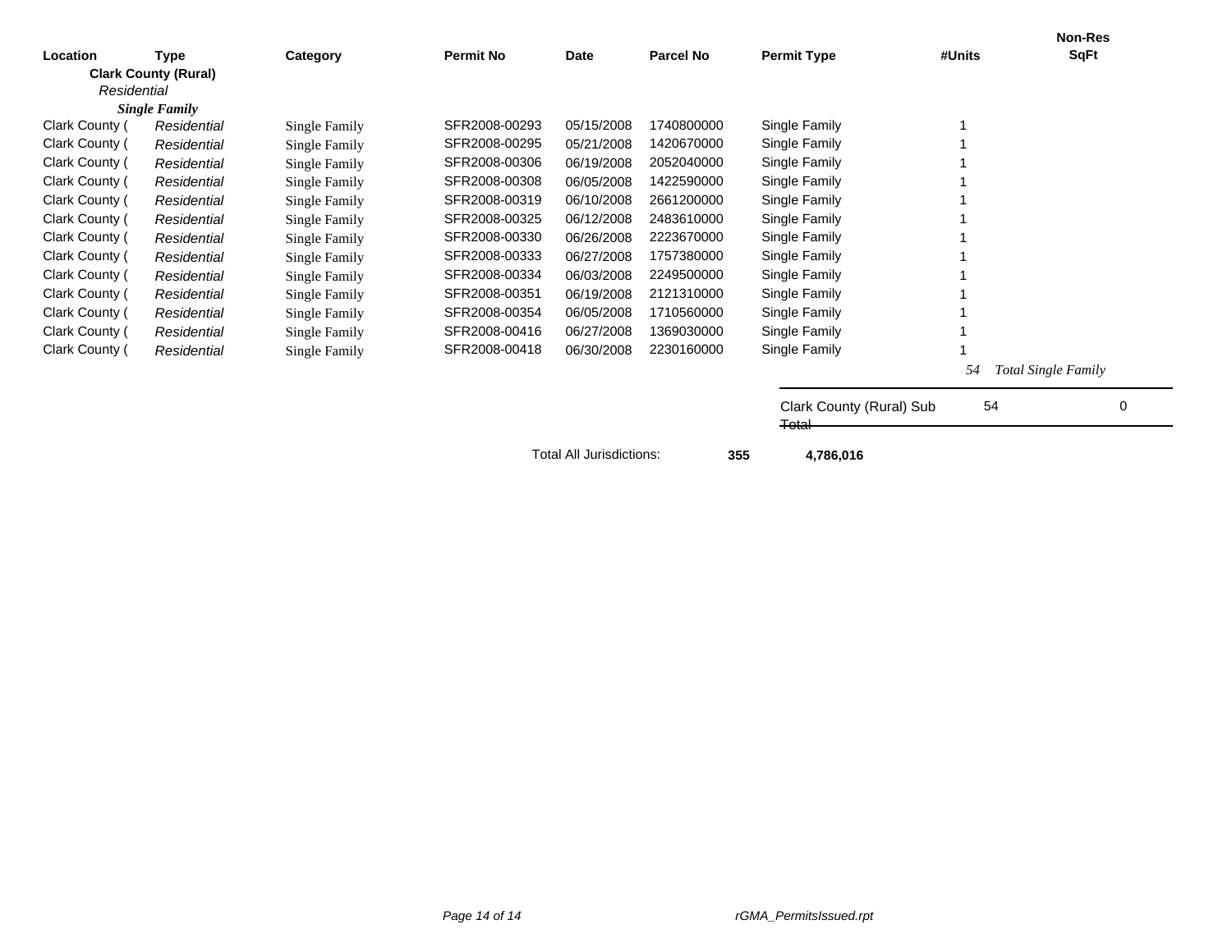| Location | Type | Category | Permit No | Date | Parcel No | Permit Type | #Units | Non-Res SqFt |
|---|---|---|---|---|---|---|---|---|
| **Clark County (Rural)** | | | | | | | | |
| *Residential* | | | | | | | | |
| ***Single Family*** | | | | | | | | |
| Clark County ( | *Residential* | Single Family | SFR2008-00293 | 05/15/2008 | 1740800000 | Single Family | 1 | |
| Clark County ( | *Residential* | Single Family | SFR2008-00295 | 05/21/2008 | 1420670000 | Single Family | 1 | |
| Clark County ( | *Residential* | Single Family | SFR2008-00306 | 06/19/2008 | 2052040000 | Single Family | 1 | |
| Clark County ( | *Residential* | Single Family | SFR2008-00308 | 06/05/2008 | 1422590000 | Single Family | 1 | |
| Clark County ( | *Residential* | Single Family | SFR2008-00319 | 06/10/2008 | 2661200000 | Single Family | 1 | |
| Clark County ( | *Residential* | Single Family | SFR2008-00325 | 06/12/2008 | 2483610000 | Single Family | 1 | |
| Clark County ( | *Residential* | Single Family | SFR2008-00330 | 06/26/2008 | 2223670000 | Single Family | 1 | |
| Clark County ( | *Residential* | Single Family | SFR2008-00333 | 06/27/2008 | 1757380000 | Single Family | 1 | |
| Clark County ( | *Residential* | Single Family | SFR2008-00334 | 06/03/2008 | 2249500000 | Single Family | 1 | |
| Clark County ( | *Residential* | Single Family | SFR2008-00351 | 06/19/2008 | 2121310000 | Single Family | 1 | |
| Clark County ( | *Residential* | Single Family | SFR2008-00354 | 06/05/2008 | 1710560000 | Single Family | 1 | |
| Clark County ( | *Residential* | Single Family | SFR2008-00416 | 06/27/2008 | 1369030000 | Single Family | 1 | |
| Clark County ( | *Residential* | Single Family | SFR2008-00418 | 06/30/2008 | 2230160000 | Single Family | 1 | |
| | | | | | | | *54* | *Total Single Family* |
| | | | | | | Clark County (Rural) Sub Total | 54 | 0 |
| | | | | Total All Jurisdictions: | | **355** | **4,786,016** | |